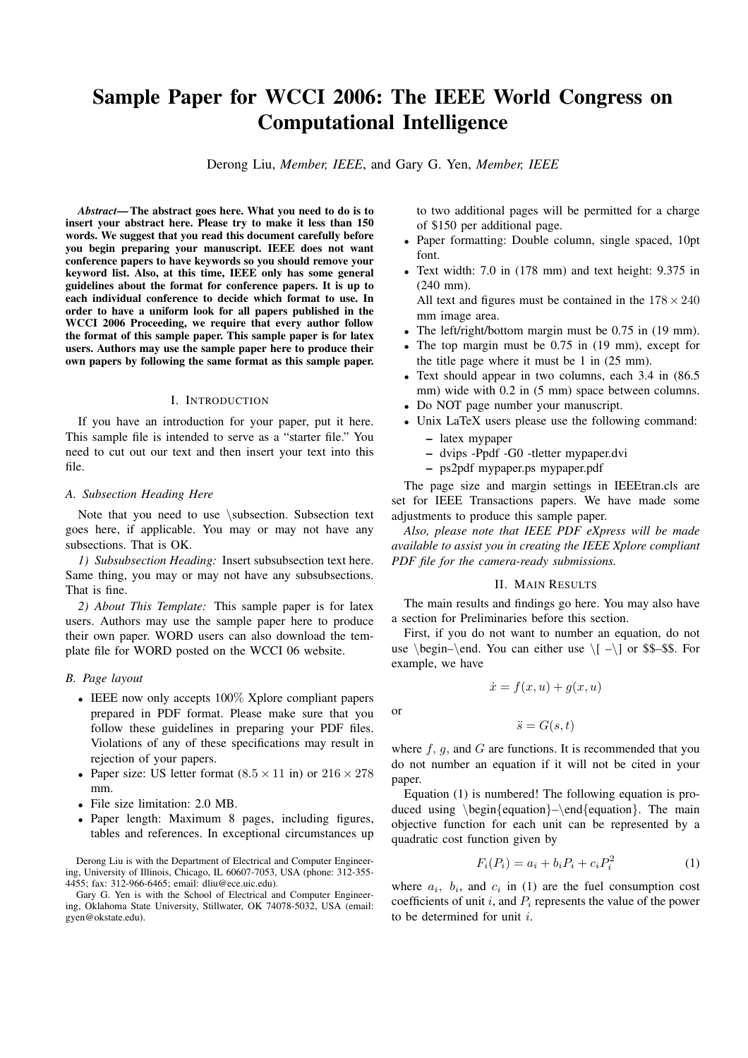# Sample Paper for WCCI 2006: The IEEE World Congress on Computational Intelligence

Derong Liu, *Member, IEEE*, and Gary G. Yen, *Member, IEEE*

***Abstract*— The abstract goes here. What you need to do is to insert your abstract here. Please try to make it less than 150 words. We suggest that you read this document carefully before you begin preparing your manuscript. IEEE does not want conference papers to have keywords so you should remove your keyword list. Also, at this time, IEEE only has some general guidelines about the format for conference papers. It is up to each individual conference to decide which format to use. In order to have a uniform look for all papers published in the WCCI 2006 Proceeding, we require that every author follow the format of this sample paper. This sample paper is for latex users. Authors may use the sample paper here to produce their own papers by following the same format as this sample paper.**

## I. Introduction

If you have an introduction for your paper, put it here. This sample file is intended to serve as a "starter file." You need to cut out our text and then insert your text into this file.

### A. Subsection Heading Here

Note that you need to use \subsection. Subsection text goes here, if applicable. You may or may not have any subsections. That is OK.

*1) Subsubsection Heading:* Insert subsubsection text here. Same thing, you may or may not have any subsubsections. That is fine.

*2) About This Template:* This sample paper is for latex users. Authors may use the sample paper here to produce their own paper. WORD users can also download the template file for WORD posted on the WCCI 06 website.

### B. Page layout

- IEEE now only accepts 100% Xplore compliant papers prepared in PDF format. Please make sure that you follow these guidelines in preparing your PDF files. Violations of any of these specifications may result in rejection of your papers.
- Paper size: US letter format ($8.5 \times 11$ in) or $216 \times 278$ mm.
- File size limitation: 2.0 MB.
- Paper length: Maximum 8 pages, including figures, tables and references. In exceptional circumstances up to two additional pages will be permitted for a charge of $150 per additional page.
- Paper formatting: Double column, single spaced, 10pt font.
- Text width: 7.0 in (178 mm) and text height: 9.375 in (240 mm).
  All text and figures must be contained in the $178 \times 240$ mm image area.
- The left/right/bottom margin must be 0.75 in (19 mm).
- The top margin must be 0.75 in (19 mm), except for the title page where it must be 1 in (25 mm).
- Text should appear in two columns, each 3.4 in (86.5 mm) wide with 0.2 in (5 mm) space between columns.
- Do NOT page number your manuscript.
- Unix LaTeX users please use the following command:
  - latex mypaper
  - dvips -Ppdf -G0 -tletter mypaper.dvi
  - ps2pdf mypaper.ps mypaper.pdf

The page size and margin settings in IEEEtran.cls are set for IEEE Transactions papers. We have made some adjustments to produce this sample paper.

*Also, please note that IEEE PDF eXpress will be made available to assist you in creating the IEEE Xplore compliant PDF file for the camera-ready submissions.*

## II. Main Results

The main results and findings go here. You may also have a section for Preliminaries before this section.

First, if you do not want to number an equation, do not use \begin–\end. You can either use \[ –\] or $$–$$. For example, we have

$$\dot{x} = f(x, u) + g(x, u)$$

or

$$\ddot{s} = G(s, t)$$

where $f$, $g$, and $G$ are functions. It is recommended that you do not number an equation if it will not be cited in your paper.

Equation (1) is numbered! The following equation is produced using \begin{equation}–\end{equation}. The main objective function for each unit can be represented by a quadratic cost function given by

$$F_i(P_i) = a_i + b_i P_i + c_i P_i^2 \tag{1}$$

where $a_i$, $b_i$, and $c_i$ in (1) are the fuel consumption cost coefficients of unit $i$, and $P_i$ represents the value of the power to be determined for unit $i$.

Derong Liu is with the Department of Electrical and Computer Engineering, University of Illinois, Chicago, IL 60607-7053, USA (phone: 312-355-4455; fax: 312-966-6465; email: dliu@ece.uic.edu).

Gary G. Yen is with the School of Electrical and Computer Engineering, Oklahoma State University, Stillwater, OK 74078-5032, USA (email: gyen@okstate.edu).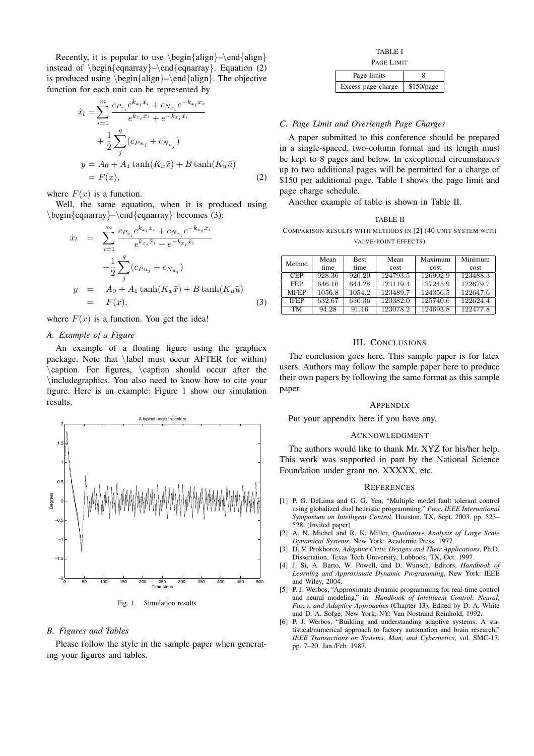Recently, it is popular to use \begin{align}–\end{align} instead of \begin{eqnarray}–\end{eqnarray}. Equation (2) is produced using \begin{align}–\end{align}. The objective function for each unit can be represented by

$$
\begin{aligned}
\dot{x}_l =& \sum_{i=1}^{m} \frac{c_{P_{x_i}} e^{k_{x_i}\bar{x}_i} + c_{N_{x_i}} e^{-k_{x_i}\bar{x}_i}}{e^{k_{x_i}\bar{x}_i} + e^{-k_{x_i}\bar{x}_i}} \\
&+ \frac{1}{2}\sum_{j}^{q}(c_{Pu_j} + c_{N_{u_j}}) \\
y =& A_0 + A_1 \tanh(K_x \bar{x}) + B \tanh(K_u \bar{u}) \\
=& F(x), \qquad (2)
\end{aligned}
$$

where $F(x)$ is a function.

Well, the same equation, when it is produced using \begin{eqnarray}–\end{eqnarray} becomes (3):

$$
\begin{aligned}
\dot{x}_l &=& \sum_{i=1}^{m} \frac{c_{P_{x_i}} e^{k_{x_i}\bar{x}_i} + c_{N_{x_i}} e^{-k_{x_i}\bar{x}_i}}{e^{k_{x_i}\bar{x}_i} + e^{-k_{x_i}\bar{x}_i}} \\
&& + \frac{1}{2}\sum_{j}^{q}(c_{Pu_j} + c_{N_{u_j}}) \\
y &=& A_0 + A_1 \tanh(K_x \bar{x}) + B \tanh(K_u \bar{u}) \\
&=& F(x), \qquad (3)
\end{aligned}
$$

where $F(x)$ is a function. You get the idea!

### A. Example of a Figure

An example of a floating figure using the graphicx package. Note that \label must occur AFTER (or within) \caption. For figures, \caption should occur after the \includegraphics. You also need to know how to cite your figure. Here is an example: Figure 1 show our simulation results.

A typical angle trajectory

Degrees

Time steps

2
1.5
1
0.5
0
−0.5
−1
−1.5
−2

0 50 100 150 200 250 300 350 400 450 500

Fig. 1. Simulation results

### B. Figures and Tables

Please follow the style in the sample paper when generating your figures and tables.

TABLE I

PAGE LIMIT

| | |
|---|---|
| Page limits | 8 |
| Excess page charge | \$150/page |

### C. Page Limit and Overlength Page Charges

A paper submitted to this conference should be prepared in a single-spaced, two-column format and its length must be kept to 8 pages and below. In exceptional circumstances up to two additional pages will be permitted for a charge of \$150 per additional page. Table I shows the page limit and page charge schedule.

Another example of table is shown in Table II.

TABLE II

COMPARISON RESULTS WITH METHODS IN [2] (40 UNIT SYSTEM WITH VALVE-POINT EFFECTS)

| Method | Mean time | Best time | Mean cost | Maximum cost | Minimum cost |
|---|---|---|---|---|---|
| CEP | 928.36 | 926.20 | 124793.5 | 126902.9 | 123488.3 |
| FEP | 646.16 | 644.28 | 124119.4 | 127245.9 | 122679.7 |
| MFEP | 1056.8 | 1054.2 | 123489.7 | 124356.5 | 122647.6 |
| IFEP | 632.67 | 630.36 | 123382.0 | 125740.6 | 122624.4 |
| TM | 94.28 | 91.16 | 123078.2 | 124693.8 | 122477.8 |

## III. CONCLUSIONS

The conclusion goes here. This sample paper is for latex users. Authors may follow the sample paper here to produce their own papers by following the same format as this sample paper.

## APPENDIX

Put your appendix here if you have any.

## ACKNOWLEDGMENT

The authors would like to thank Mr. XYZ for his/her help. This work was supported in part by the National Science Foundation under grant no. XXXXX, etc.

## REFERENCES

[1] P. G. DeLima and G. G. Yen, "Multiple model fault tolerant control using globalized dual heuristic programming," *Proc. IEEE International Symposium on Intelligent Control*, Houston, TX, Sept. 2003, pp. 523–528. (Invited paper)

[2] A. N. Michel and R. K. Miller, *Qualitative Analysis of Large Scale Dynamical Systems*, New York: Academic Press, 1977.

[3] D. V. Prokhorov, *Adaptive Critic Designs and Their Applications*, Ph.D. Dissertation, Texas Tech University, Lubbock, TX, Oct. 1997.

[4] J. Si, A. Barto, W. Powell, and D. Wunsch, Editors, *Handbook of Learning and Approximate Dynamic Programming*, New York: IEEE and Wiley, 2004.

[5] P. J. Werbos, "Approximate dynamic programming for real-time control and neural modeling," in *Handbook of Intelligent Control: Neural, Fuzzy, and Adaptive Approaches* (Chapter 13), Edited by D. A. White and D. A. Sofge, New York, NY: Van Nostrand Reinhold, 1992.

[6] P. J. Werbos, "Building and understanding adaptive systems: A statistical/numerical approach to factory automation and brain research," *IEEE Transactions on Systems, Man, and Cybernetics*, vol. SMC-17, pp. 7–20, Jan./Feb. 1987.